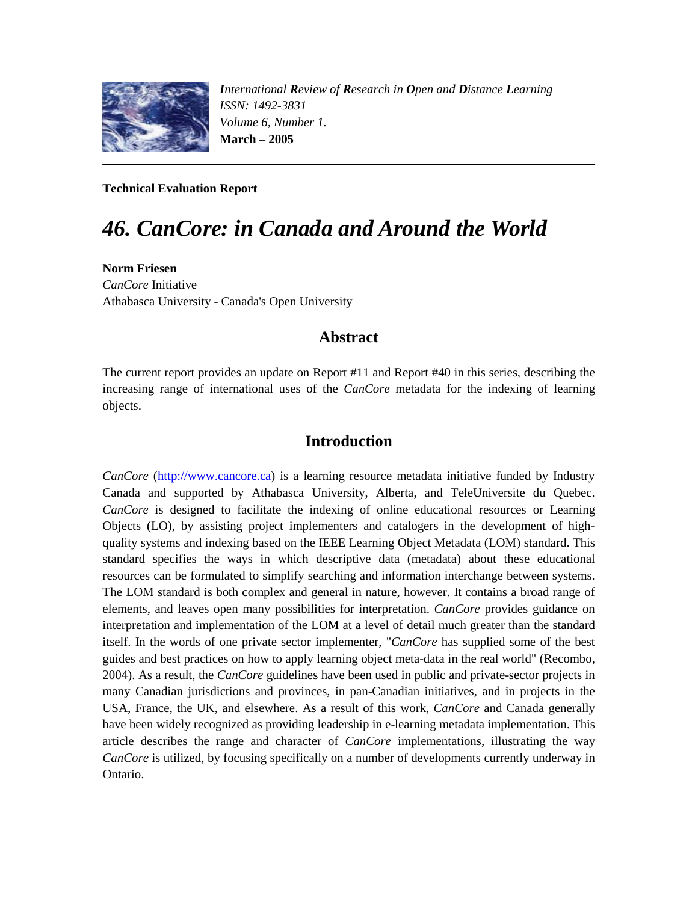*International Review of Research in Open and Distance Learning*
*ISSN: 1492-3831*
*Volume 6, Number 1.*
**March – 2005**

**Technical Evaluation Report**

# *46. CanCore: in Canada and Around the World*

**Norm Friesen**
*CanCore* Initiative
Athabasca University - Canada's Open University

## Abstract

The current report provides an update on Report #11 and Report #40 in this series, describing the increasing range of international uses of the *CanCore* metadata for the indexing of learning objects.

## Introduction

*CanCore* (http://www.cancore.ca) is a learning resource metadata initiative funded by Industry Canada and supported by Athabasca University, Alberta, and TeleUniversite du Quebec. *CanCore* is designed to facilitate the indexing of online educational resources or Learning Objects (LO), by assisting project implementers and catalogers in the development of high-quality systems and indexing based on the IEEE Learning Object Metadata (LOM) standard. This standard specifies the ways in which descriptive data (metadata) about these educational resources can be formulated to simplify searching and information interchange between systems. The LOM standard is both complex and general in nature, however. It contains a broad range of elements, and leaves open many possibilities for interpretation. *CanCore* provides guidance on interpretation and implementation of the LOM at a level of detail much greater than the standard itself. In the words of one private sector implementer, "*CanCore* has supplied some of the best guides and best practices on how to apply learning object meta-data in the real world" (Recombo, 2004). As a result, the *CanCore* guidelines have been used in public and private-sector projects in many Canadian jurisdictions and provinces, in pan-Canadian initiatives, and in projects in the USA, France, the UK, and elsewhere. As a result of this work, *CanCore* and Canada generally have been widely recognized as providing leadership in e-learning metadata implementation. This article describes the range and character of *CanCore* implementations, illustrating the way *CanCore* is utilized, by focusing specifically on a number of developments currently underway in Ontario.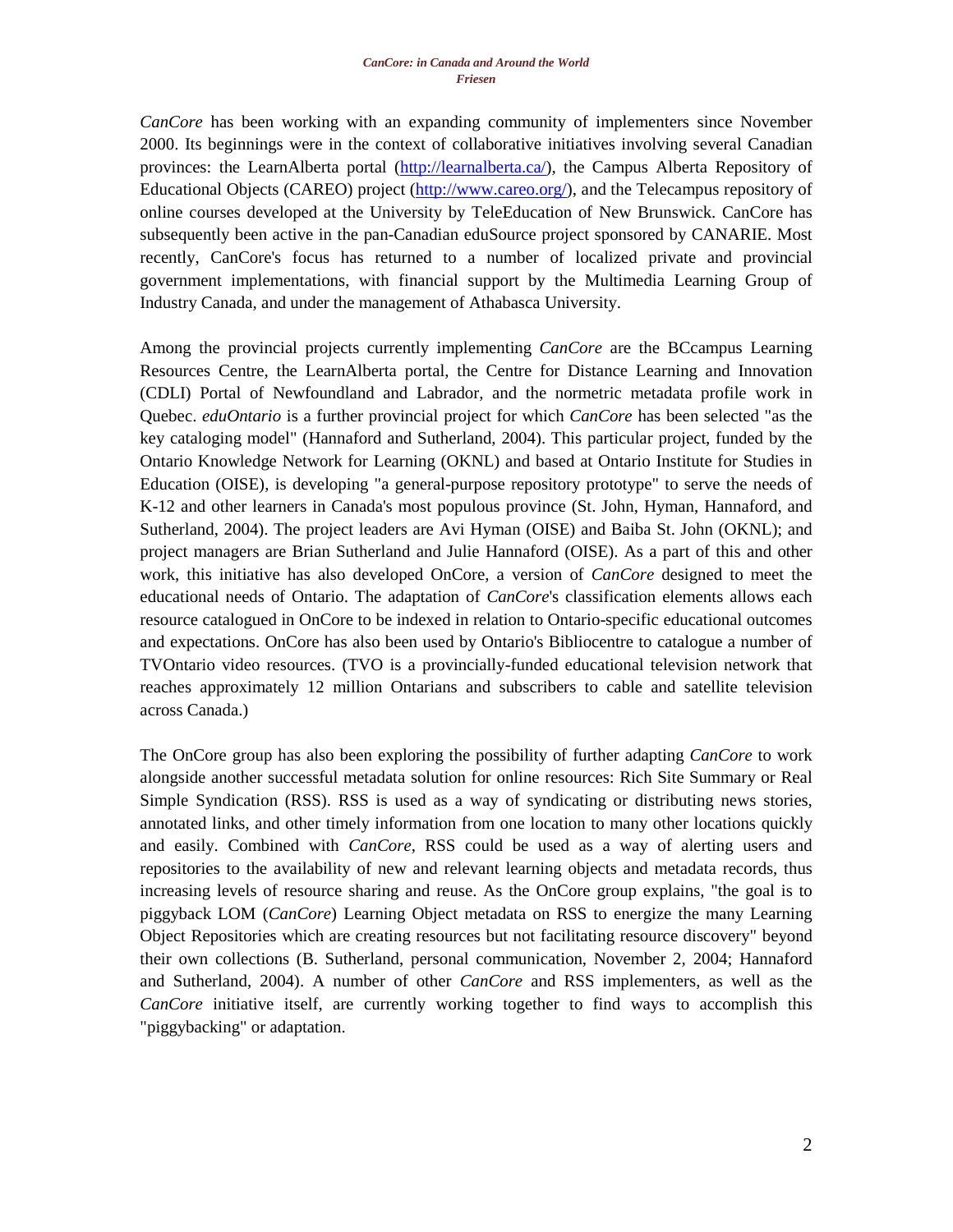*CanCore* has been working with an expanding community of implementers since November 2000. Its beginnings were in the context of collaborative initiatives involving several Canadian provinces: the LearnAlberta portal (http://learnalberta.ca/), the Campus Alberta Repository of Educational Objects (CAREO) project (http://www.careo.org/), and the Telecampus repository of online courses developed at the University by TeleEducation of New Brunswick. CanCore has subsequently been active in the pan-Canadian eduSource project sponsored by CANARIE. Most recently, CanCore's focus has returned to a number of localized private and provincial government implementations, with financial support by the Multimedia Learning Group of Industry Canada, and under the management of Athabasca University.

Among the provincial projects currently implementing *CanCore* are the BCcampus Learning Resources Centre, the LearnAlberta portal, the Centre for Distance Learning and Innovation (CDLI) Portal of Newfoundland and Labrador, and the normetric metadata profile work in Quebec. *eduOntario* is a further provincial project for which *CanCore* has been selected "as the key cataloging model" (Hannaford and Sutherland, 2004). This particular project, funded by the Ontario Knowledge Network for Learning (OKNL) and based at Ontario Institute for Studies in Education (OISE), is developing "a general-purpose repository prototype" to serve the needs of K-12 and other learners in Canada's most populous province (St. John, Hyman, Hannaford, and Sutherland, 2004). The project leaders are Avi Hyman (OISE) and Baiba St. John (OKNL); and project managers are Brian Sutherland and Julie Hannaford (OISE). As a part of this and other work, this initiative has also developed OnCore, a version of *CanCore* designed to meet the educational needs of Ontario. The adaptation of *CanCore*'s classification elements allows each resource catalogued in OnCore to be indexed in relation to Ontario-specific educational outcomes and expectations. OnCore has also been used by Ontario's Bibliocentre to catalogue a number of TVOntario video resources. (TVO is a provincially-funded educational television network that reaches approximately 12 million Ontarians and subscribers to cable and satellite television across Canada.)

The OnCore group has also been exploring the possibility of further adapting *CanCore* to work alongside another successful metadata solution for online resources: Rich Site Summary or Real Simple Syndication (RSS). RSS is used as a way of syndicating or distributing news stories, annotated links, and other timely information from one location to many other locations quickly and easily. Combined with *CanCore*, RSS could be used as a way of alerting users and repositories to the availability of new and relevant learning objects and metadata records, thus increasing levels of resource sharing and reuse. As the OnCore group explains, "the goal is to piggyback LOM (*CanCore*) Learning Object metadata on RSS to energize the many Learning Object Repositories which are creating resources but not facilitating resource discovery" beyond their own collections (B. Sutherland, personal communication, November 2, 2004; Hannaford and Sutherland, 2004). A number of other *CanCore* and RSS implementers, as well as the *CanCore* initiative itself, are currently working together to find ways to accomplish this "piggybacking" or adaptation.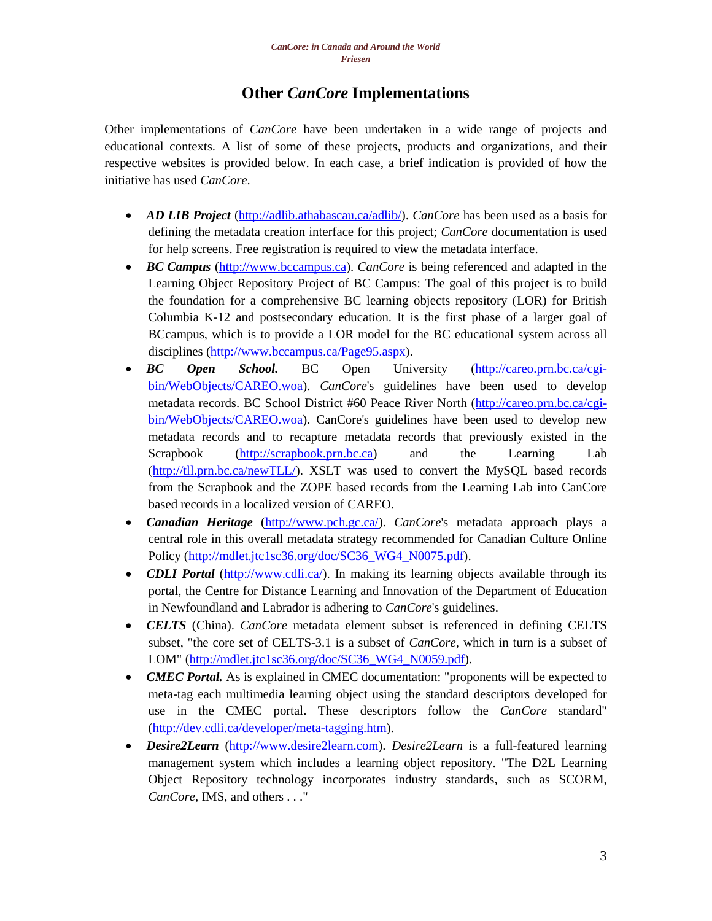## Other *CanCore* Implementations

Other implementations of *CanCore* have been undertaken in a wide range of projects and educational contexts. A list of some of these projects, products and organizations, and their respective websites is provided below. In each case, a brief indication is provided of how the initiative has used *CanCore*.

- ***AD LIB Project*** (http://adlib.athabascau.ca/adlib/). *CanCore* has been used as a basis for defining the metadata creation interface for this project; *CanCore* documentation is used for help screens. Free registration is required to view the metadata interface.
- ***BC Campus*** (http://www.bccampus.ca). *CanCore* is being referenced and adapted in the Learning Object Repository Project of BC Campus: The goal of this project is to build the foundation for a comprehensive BC learning objects repository (LOR) for British Columbia K-12 and postsecondary education. It is the first phase of a larger goal of BCcampus, which is to provide a LOR model for the BC educational system across all disciplines (http://www.bccampus.ca/Page95.aspx).
- ***BC Open School.*** BC Open University (http://careo.prn.bc.ca/cgi-bin/WebObjects/CAREO.woa). *CanCore*'s guidelines have been used to develop metadata records. BC School District #60 Peace River North (http://careo.prn.bc.ca/cgi-bin/WebObjects/CAREO.woa). CanCore's guidelines have been used to develop new metadata records and to recapture metadata records that previously existed in the Scrapbook (http://scrapbook.prn.bc.ca) and the Learning Lab (http://tll.prn.bc.ca/newTLL/). XSLT was used to convert the MySQL based records from the Scrapbook and the ZOPE based records from the Learning Lab into CanCore based records in a localized version of CAREO.
- ***Canadian Heritage*** (http://www.pch.gc.ca/). *CanCore*'s metadata approach plays a central role in this overall metadata strategy recommended for Canadian Culture Online Policy (http://mdlet.jtc1sc36.org/doc/SC36_WG4_N0075.pdf).
- ***CDLI Portal*** (http://www.cdli.ca/). In making its learning objects available through its portal, the Centre for Distance Learning and Innovation of the Department of Education in Newfoundland and Labrador is adhering to *CanCore*'s guidelines.
- ***CELTS*** (China). *CanCore* metadata element subset is referenced in defining CELTS subset, "the core set of CELTS-3.1 is a subset of *CanCore*, which in turn is a subset of LOM" (http://mdlet.jtc1sc36.org/doc/SC36_WG4_N0059.pdf).
- ***CMEC Portal.*** As is explained in CMEC documentation: "proponents will be expected to meta-tag each multimedia learning object using the standard descriptors developed for use in the CMEC portal. These descriptors follow the *CanCore* standard" (http://dev.cdli.ca/developer/meta-tagging.htm).
- ***Desire2Learn*** (http://www.desire2learn.com). *Desire2Learn* is a full-featured learning management system which includes a learning object repository. "The D2L Learning Object Repository technology incorporates industry standards, such as SCORM, *CanCore*, IMS, and others . . ."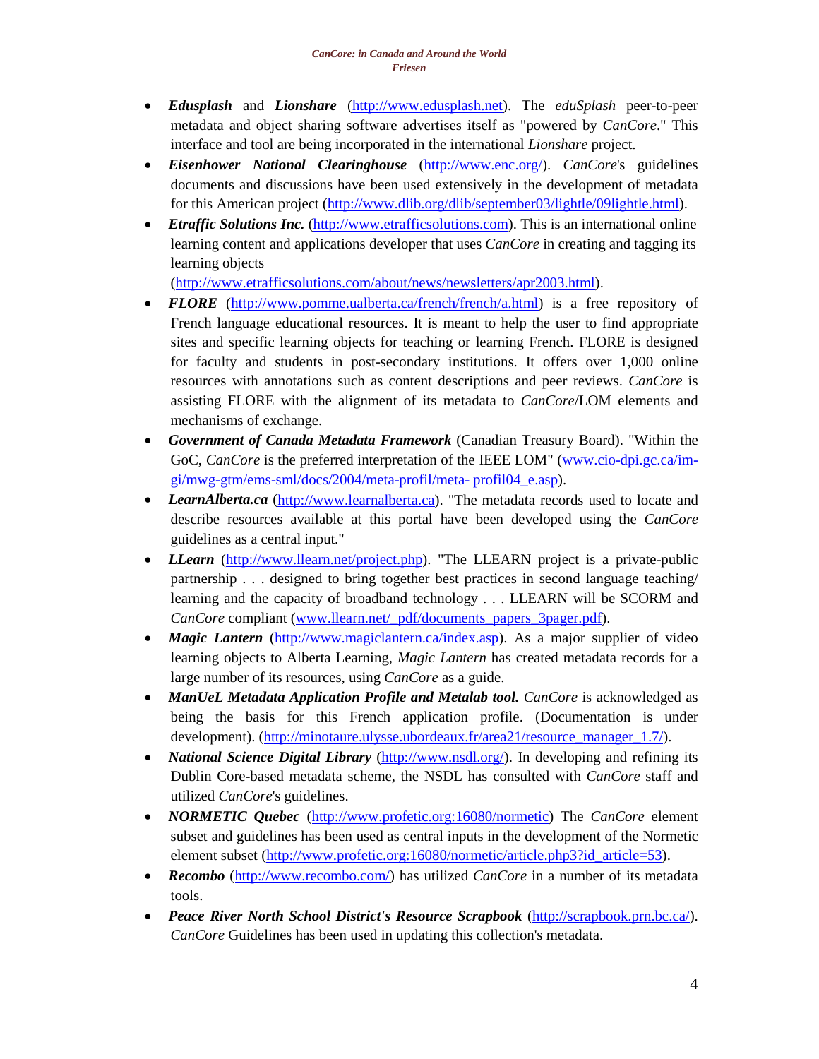- ***Edusplash*** and ***Lionshare*** (http://www.edusplash.net). The *eduSplash* peer-to-peer metadata and object sharing software advertises itself as "powered by *CanCore*." This interface and tool are being incorporated in the international *Lionshare* project.
- ***Eisenhower National Clearinghouse*** (http://www.enc.org/). *CanCore*'s guidelines documents and discussions have been used extensively in the development of metadata for this American project (http://www.dlib.org/dlib/september03/lightle/09lightle.html).
- ***Etraffic Solutions Inc.*** (http://www.etrafficsolutions.com). This is an international online learning content and applications developer that uses *CanCore* in creating and tagging its learning objects (http://www.etrafficsolutions.com/about/news/newsletters/apr2003.html).
- ***FLORE*** (http://www.pomme.ualberta.ca/french/french/a.html) is a free repository of French language educational resources. It is meant to help the user to find appropriate sites and specific learning objects for teaching or learning French. FLORE is designed for faculty and students in post-secondary institutions. It offers over 1,000 online resources with annotations such as content descriptions and peer reviews. *CanCore* is assisting FLORE with the alignment of its metadata to *CanCore*/LOM elements and mechanisms of exchange.
- ***Government of Canada Metadata Framework*** (Canadian Treasury Board). "Within the GoC, *CanCore* is the preferred interpretation of the IEEE LOM" (www.cio-dpi.gc.ca/im-gi/mwg-gtm/ems-sml/docs/2004/meta-profil/meta- profil04_e.asp).
- ***LearnAlberta.ca*** (http://www.learnalberta.ca). "The metadata records used to locate and describe resources available at this portal have been developed using the *CanCore* guidelines as a central input."
- ***LLearn*** (http://www.llearn.net/project.php). "The LLEARN project is a private-public partnership . . . designed to bring together best practices in second language teaching/ learning and the capacity of broadband technology . . . LLEARN will be SCORM and *CanCore* compliant (www.llearn.net/_pdf/documents_papers_3pager.pdf).
- ***Magic Lantern*** (http://www.magiclantern.ca/index.asp). As a major supplier of video learning objects to Alberta Learning, *Magic Lantern* has created metadata records for a large number of its resources, using *CanCore* as a guide.
- ***ManUeL Metadata Application Profile and Metalab tool.*** *CanCore* is acknowledged as being the basis for this French application profile. (Documentation is under development). (http://minotaure.ulysse.ubordeaux.fr/area21/resource_manager_1.7/).
- ***National Science Digital Library*** (http://www.nsdl.org/). In developing and refining its Dublin Core-based metadata scheme, the NSDL has consulted with *CanCore* staff and utilized *CanCore*'s guidelines.
- ***NORMETIC Quebec*** (http://www.profetic.org:16080/normetic) The *CanCore* element subset and guidelines has been used as central inputs in the development of the Normetic element subset (http://www.profetic.org:16080/normetic/article.php3?id_article=53).
- ***Recombo*** (http://www.recombo.com/) has utilized *CanCore* in a number of its metadata tools.
- ***Peace River North School District's Resource Scrapbook*** (http://scrapbook.prn.bc.ca/). *CanCore* Guidelines has been used in updating this collection's metadata.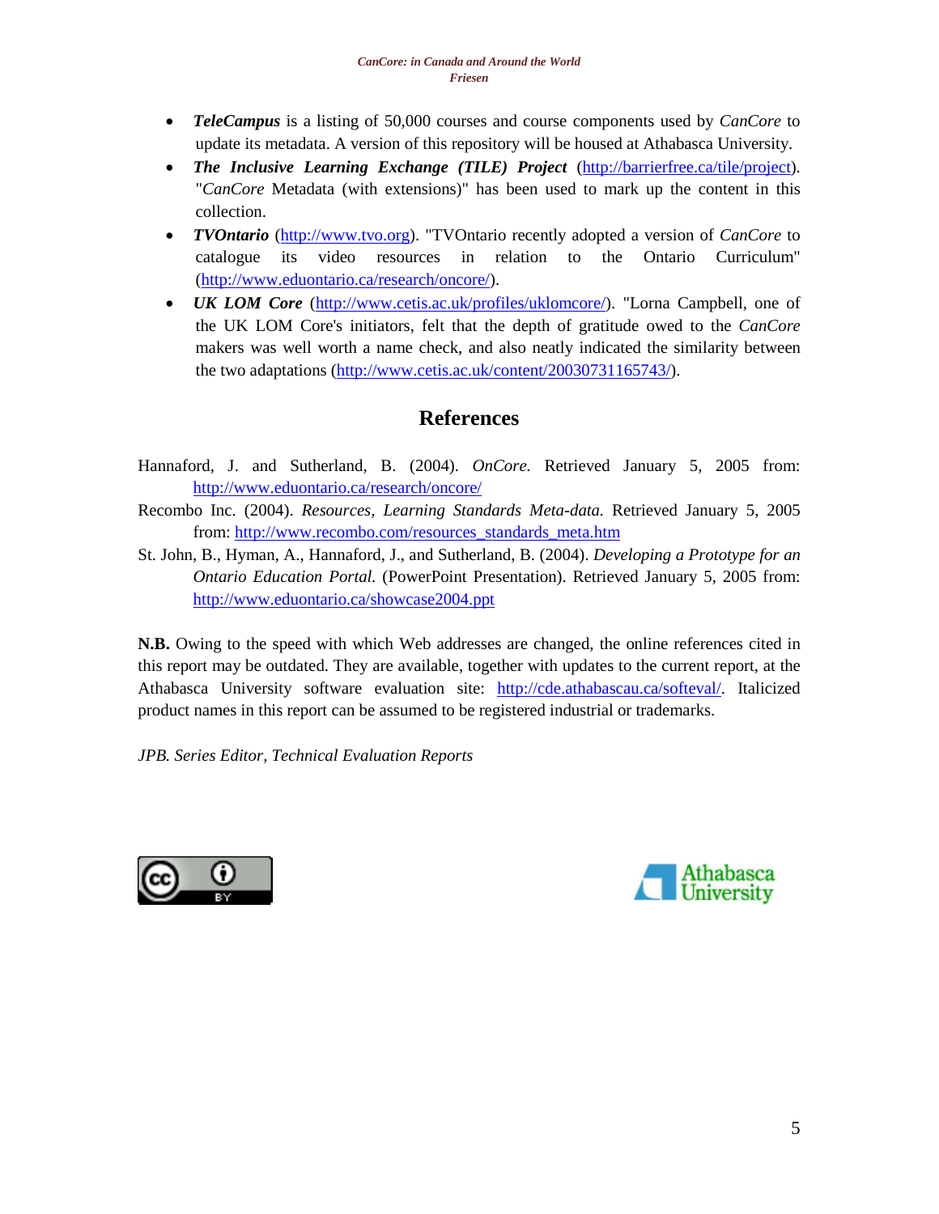- ***TeleCampus*** is a listing of 50,000 courses and course components used by *CanCore* to update its metadata. A version of this repository will be housed at Athabasca University.
- ***The Inclusive Learning Exchange (TILE) Project*** (http://barrierfree.ca/tile/project). "*CanCore* Metadata (with extensions)" has been used to mark up the content in this collection.
- ***TVOntario*** (http://www.tvo.org). "TVOntario recently adopted a version of *CanCore* to catalogue its video resources in relation to the Ontario Curriculum" (http://www.eduontario.ca/research/oncore/).
- ***UK LOM Core*** (http://www.cetis.ac.uk/profiles/uklomcore/). "Lorna Campbell, one of the UK LOM Core's initiators, felt that the depth of gratitude owed to the *CanCore* makers was well worth a name check, and also neatly indicated the similarity between the two adaptations (http://www.cetis.ac.uk/content/20030731165743/).

## References

Hannaford, J. and Sutherland, B. (2004). *OnCore.* Retrieved January 5, 2005 from: http://www.eduontario.ca/research/oncore/

Recombo Inc. (2004). *Resources, Learning Standards Meta-data.* Retrieved January 5, 2005 from: http://www.recombo.com/resources_standards_meta.htm

St. John, B., Hyman, A., Hannaford, J., and Sutherland, B. (2004). *Developing a Prototype for an Ontario Education Portal.* (PowerPoint Presentation). Retrieved January 5, 2005 from: http://www.eduontario.ca/showcase2004.ppt

**N.B.** Owing to the speed with which Web addresses are changed, the online references cited in this report may be outdated. They are available, together with updates to the current report, at the Athabasca University software evaluation site: http://cde.athabascau.ca/softeval/. Italicized product names in this report can be assumed to be registered industrial or trademarks.

*JPB. Series Editor, Technical Evaluation Reports*